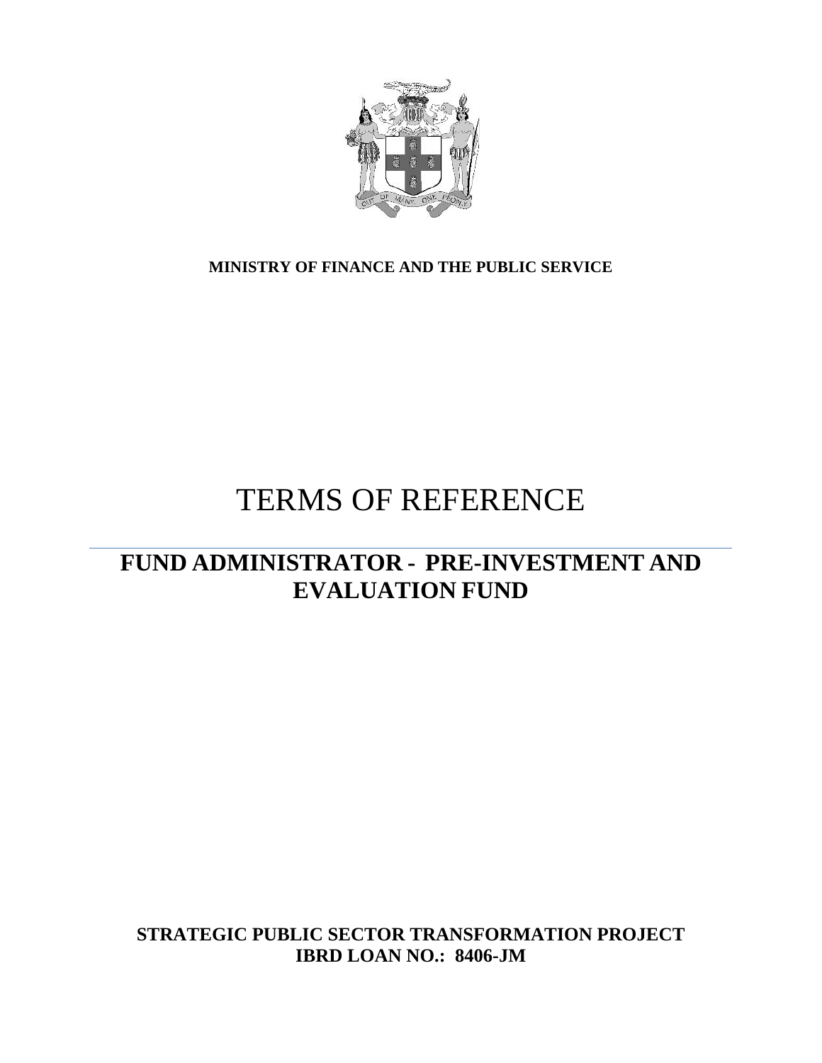**MINISTRY OF FINANCE AND THE PUBLIC SERVICE**

# TERMS OF REFERENCE

## FUND ADMINISTRATOR - PRE-INVESTMENT AND EVALUATION FUND

**STRATEGIC PUBLIC SECTOR TRANSFORMATION PROJECT**
**IBRD LOAN NO.: 8406-JM**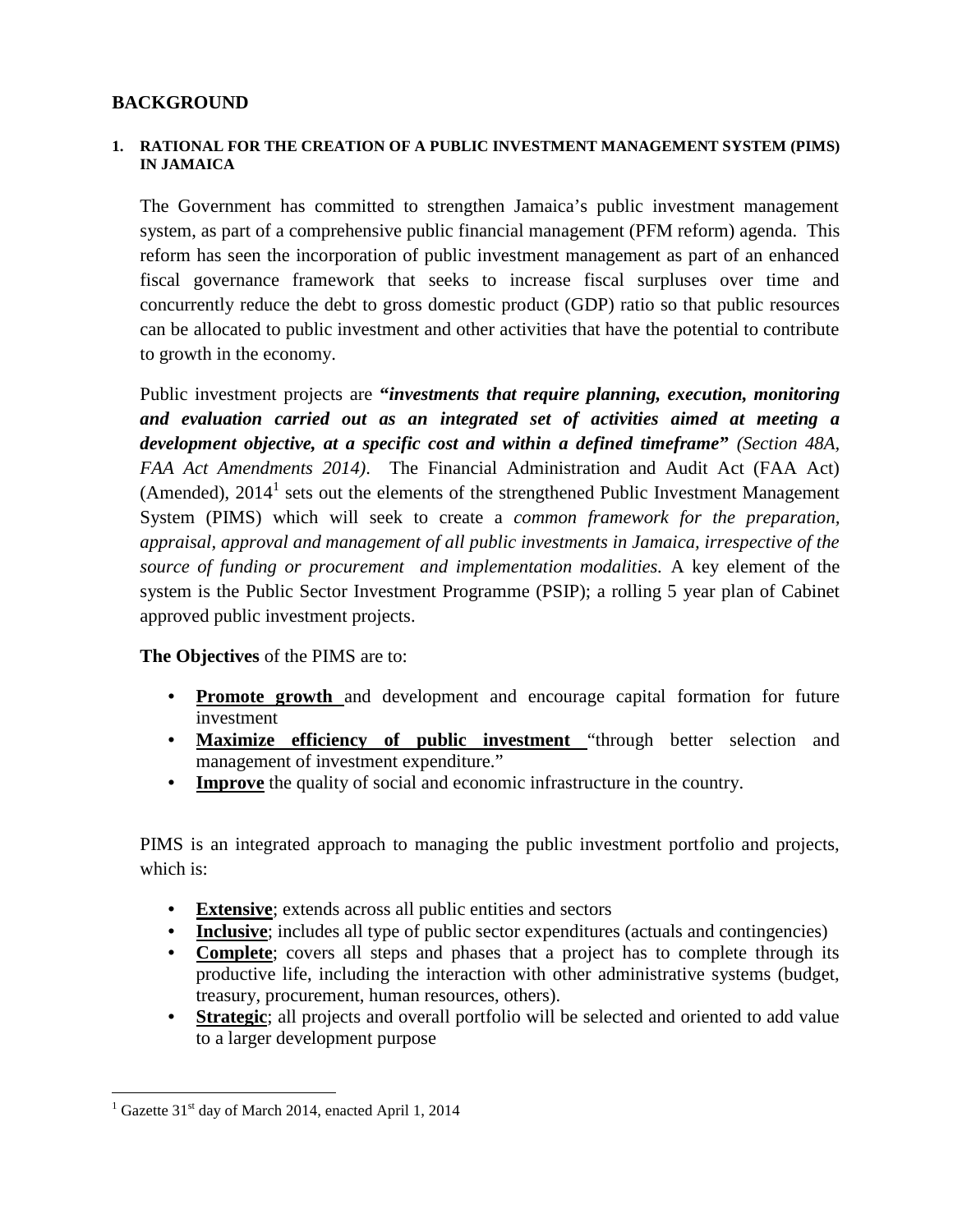# BACKGROUND

### 1. RATIONAL FOR THE CREATION OF A PUBLIC INVESTMENT MANAGEMENT SYSTEM (PIMS) IN JAMAICA

The Government has committed to strengthen Jamaica's public investment management system, as part of a comprehensive public financial management (PFM reform) agenda. This reform has seen the incorporation of public investment management as part of an enhanced fiscal governance framework that seeks to increase fiscal surpluses over time and concurrently reduce the debt to gross domestic product (GDP) ratio so that public resources can be allocated to public investment and other activities that have the potential to contribute to growth in the economy.

Public investment projects are ***"investments that require planning, execution, monitoring and evaluation carried out as an integrated set of activities aimed at meeting a development objective, at a specific cost and within a defined timeframe"*** *(Section 48A, FAA Act Amendments 2014)*. The Financial Administration and Audit Act (FAA Act) (Amended), 2014[1] sets out the elements of the strengthened Public Investment Management System (PIMS) which will seek to create a *common framework for the preparation, appraisal, approval and management of all public investments in Jamaica, irrespective of the source of funding or procurement and implementation modalities.* A key element of the system is the Public Sector Investment Programme (PSIP); a rolling 5 year plan of Cabinet approved public investment projects.

**The Objectives** of the PIMS are to:

- **Promote growth** and development and encourage capital formation for future investment
- **Maximize efficiency of public investment** "through better selection and management of investment expenditure."
- **Improve** the quality of social and economic infrastructure in the country.

PIMS is an integrated approach to managing the public investment portfolio and projects, which is:

- **Extensive**; extends across all public entities and sectors
- **Inclusive**; includes all type of public sector expenditures (actuals and contingencies)
- **Complete**; covers all steps and phases that a project has to complete through its productive life, including the interaction with other administrative systems (budget, treasury, procurement, human resources, others).
- **Strategic**; all projects and overall portfolio will be selected and oriented to add value to a larger development purpose

[1] Gazette 31st day of March 2014, enacted April 1, 2014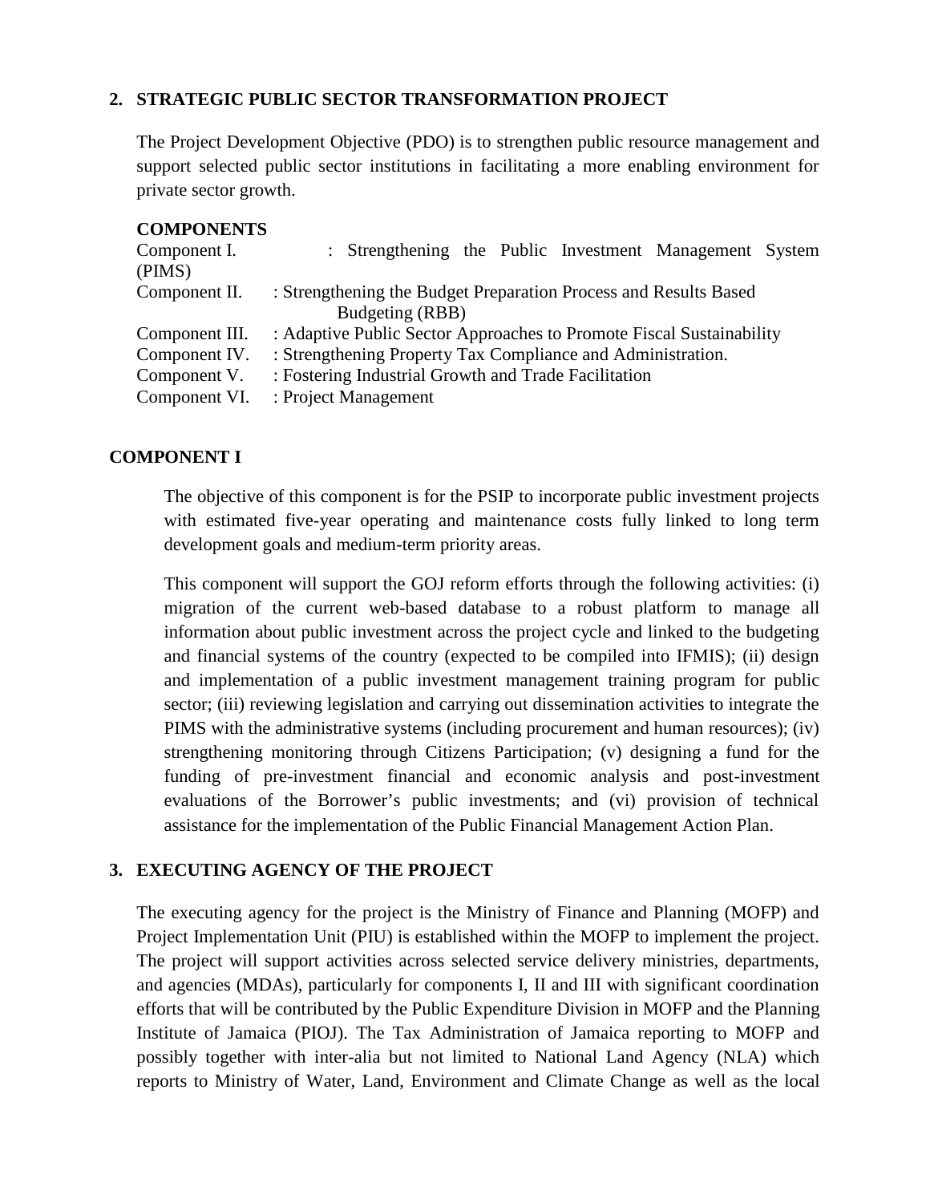## 2. STRATEGIC PUBLIC SECTOR TRANSFORMATION PROJECT

The Project Development Objective (PDO) is to strengthen public resource management and support selected public sector institutions in facilitating a more enabling environment for private sector growth.

**COMPONENTS**

| | |
|---|---|
| Component I. | : Strengthening the Public Investment Management System (PIMS) |
| Component II. | : Strengthening the Budget Preparation Process and Results Based Budgeting (RBB) |
| Component III. | : Adaptive Public Sector Approaches to Promote Fiscal Sustainability |
| Component IV. | : Strengthening Property Tax Compliance and Administration. |
| Component V. | : Fostering Industrial Growth and Trade Facilitation |
| Component VI. | : Project Management |

### COMPONENT I

The objective of this component is for the PSIP to incorporate public investment projects with estimated five-year operating and maintenance costs fully linked to long term development goals and medium-term priority areas.

This component will support the GOJ reform efforts through the following activities: (i) migration of the current web-based database to a robust platform to manage all information about public investment across the project cycle and linked to the budgeting and financial systems of the country (expected to be compiled into IFMIS); (ii) design and implementation of a public investment management training program for public sector; (iii) reviewing legislation and carrying out dissemination activities to integrate the PIMS with the administrative systems (including procurement and human resources); (iv) strengthening monitoring through Citizens Participation; (v) designing a fund for the funding of pre-investment financial and economic analysis and post-investment evaluations of the Borrower's public investments; and (vi) provision of technical assistance for the implementation of the Public Financial Management Action Plan.

## 3. EXECUTING AGENCY OF THE PROJECT

The executing agency for the project is the Ministry of Finance and Planning (MOFP) and Project Implementation Unit (PIU) is established within the MOFP to implement the project. The project will support activities across selected service delivery ministries, departments, and agencies (MDAs), particularly for components I, II and III with significant coordination efforts that will be contributed by the Public Expenditure Division in MOFP and the Planning Institute of Jamaica (PIOJ). The Tax Administration of Jamaica reporting to MOFP and possibly together with inter-alia but not limited to National Land Agency (NLA) which reports to Ministry of Water, Land, Environment and Climate Change as well as the local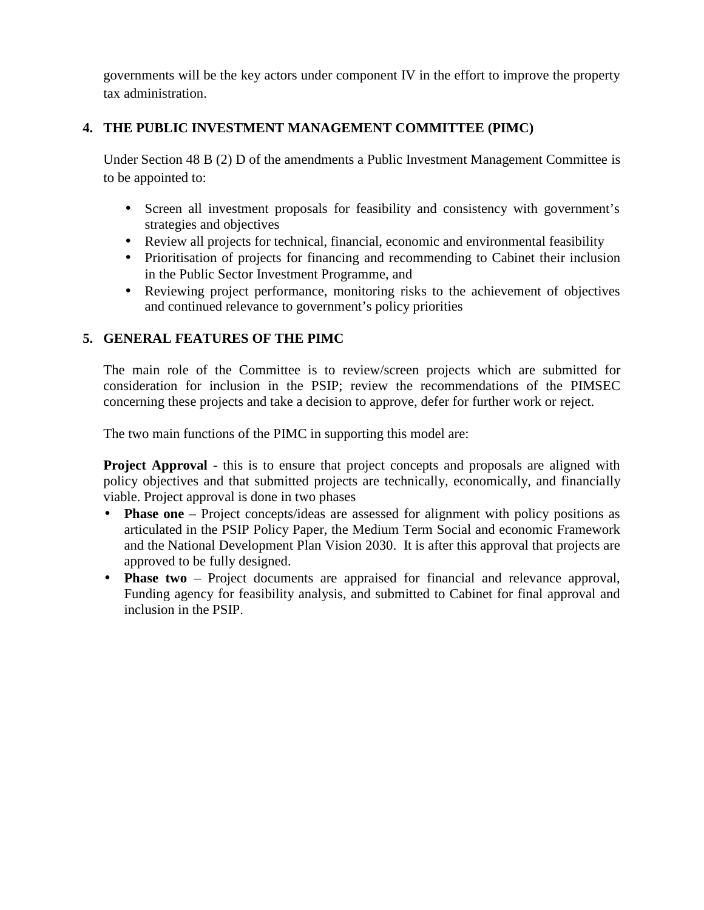governments will be the key actors under component IV in the effort to improve the property tax administration.

## 4. THE PUBLIC INVESTMENT MANAGEMENT COMMITTEE (PIMC)

Under Section 48 B (2) D of the amendments a Public Investment Management Committee is to be appointed to:

- Screen all investment proposals for feasibility and consistency with government's strategies and objectives
- Review all projects for technical, financial, economic and environmental feasibility
- Prioritisation of projects for financing and recommending to Cabinet their inclusion in the Public Sector Investment Programme, and
- Reviewing project performance, monitoring risks to the achievement of objectives and continued relevance to government's policy priorities

## 5. GENERAL FEATURES OF THE PIMC

The main role of the Committee is to review/screen projects which are submitted for consideration for inclusion in the PSIP; review the recommendations of the PIMSEC concerning these projects and take a decision to approve, defer for further work or reject.

The two main functions of the PIMC in supporting this model are:

**Project Approval -** this is to ensure that project concepts and proposals are aligned with policy objectives and that submitted projects are technically, economically, and financially viable. Project approval is done in two phases

- **Phase one** – Project concepts/ideas are assessed for alignment with policy positions as articulated in the PSIP Policy Paper, the Medium Term Social and economic Framework and the National Development Plan Vision 2030. It is after this approval that projects are approved to be fully designed.
- **Phase two** – Project documents are appraised for financial and relevance approval, Funding agency for feasibility analysis, and submitted to Cabinet for final approval and inclusion in the PSIP.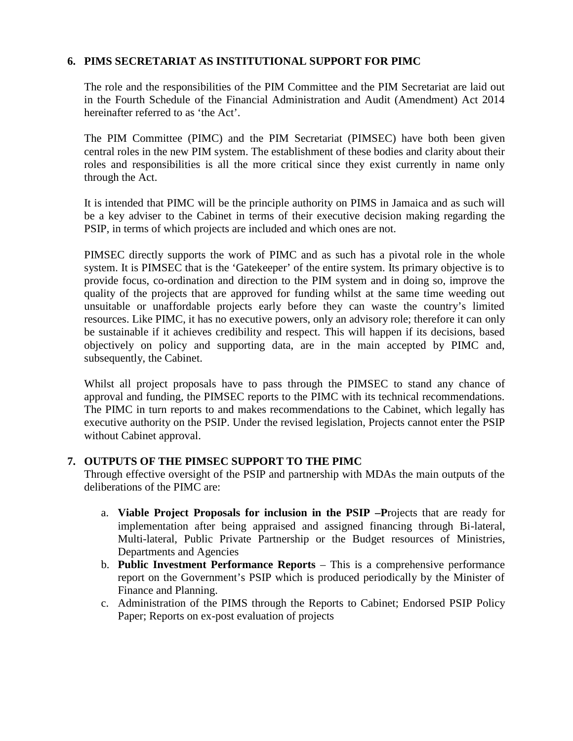## 6. PIMS SECRETARIAT AS INSTITUTIONAL SUPPORT FOR PIMC

The role and the responsibilities of the PIM Committee and the PIM Secretariat are laid out in the Fourth Schedule of the Financial Administration and Audit (Amendment) Act 2014 hereinafter referred to as 'the Act'.

The PIM Committee (PIMC) and the PIM Secretariat (PIMSEC) have both been given central roles in the new PIM system. The establishment of these bodies and clarity about their roles and responsibilities is all the more critical since they exist currently in name only through the Act.

It is intended that PIMC will be the principle authority on PIMS in Jamaica and as such will be a key adviser to the Cabinet in terms of their executive decision making regarding the PSIP, in terms of which projects are included and which ones are not.

PIMSEC directly supports the work of PIMC and as such has a pivotal role in the whole system. It is PIMSEC that is the 'Gatekeeper' of the entire system. Its primary objective is to provide focus, co-ordination and direction to the PIM system and in doing so, improve the quality of the projects that are approved for funding whilst at the same time weeding out unsuitable or unaffordable projects early before they can waste the country's limited resources. Like PIMC, it has no executive powers, only an advisory role; therefore it can only be sustainable if it achieves credibility and respect. This will happen if its decisions, based objectively on policy and supporting data, are in the main accepted by PIMC and, subsequently, the Cabinet.

Whilst all project proposals have to pass through the PIMSEC to stand any chance of approval and funding, the PIMSEC reports to the PIMC with its technical recommendations. The PIMC in turn reports to and makes recommendations to the Cabinet, which legally has executive authority on the PSIP. Under the revised legislation, Projects cannot enter the PSIP without Cabinet approval.

## 7. OUTPUTS OF THE PIMSEC SUPPORT TO THE PIMC

Through effective oversight of the PSIP and partnership with MDAs the main outputs of the deliberations of the PIMC are:

a. **Viable Project Proposals for inclusion in the PSIP –P**rojects that are ready for implementation after being appraised and assigned financing through Bi-lateral, Multi-lateral, Public Private Partnership or the Budget resources of Ministries, Departments and Agencies
b. **Public Investment Performance Reports** – This is a comprehensive performance report on the Government's PSIP which is produced periodically by the Minister of Finance and Planning.
c. Administration of the PIMS through the Reports to Cabinet; Endorsed PSIP Policy Paper; Reports on ex-post evaluation of projects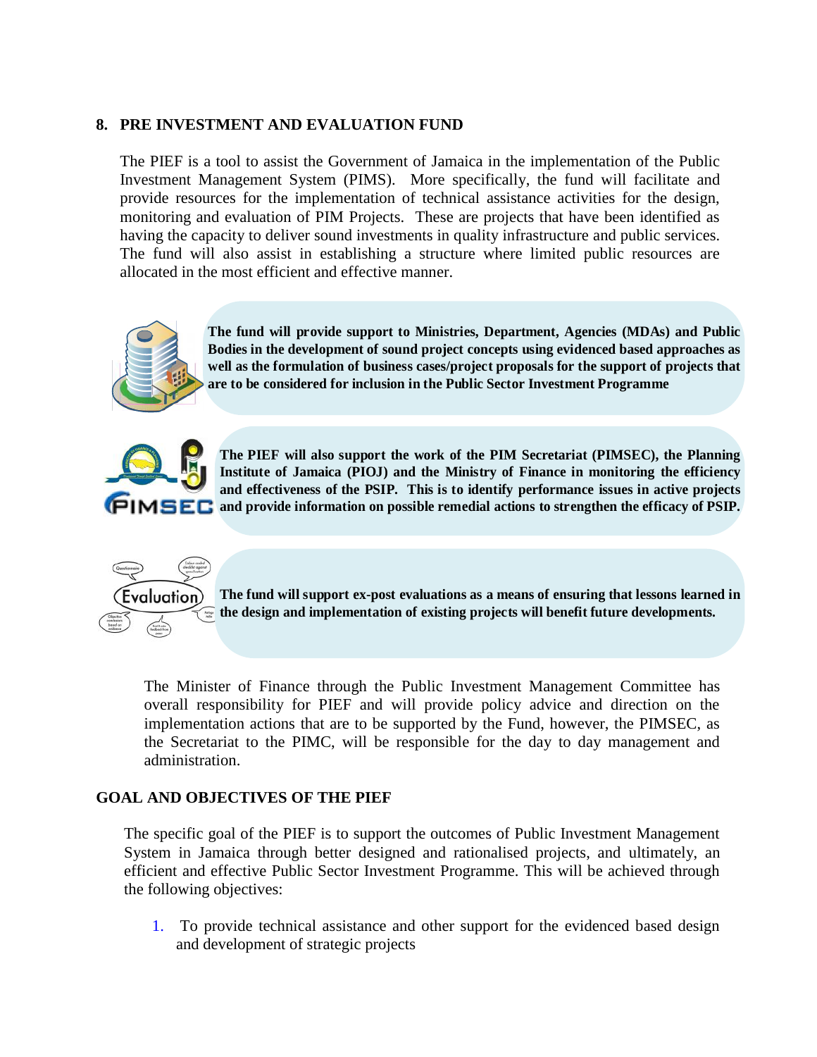## 8. PRE INVESTMENT AND EVALUATION FUND

The PIEF is a tool to assist the Government of Jamaica in the implementation of the Public Investment Management System (PIMS). More specifically, the fund will facilitate and provide resources for the implementation of technical assistance activities for the design, monitoring and evaluation of PIM Projects. These are projects that have been identified as having the capacity to deliver sound investments in quality infrastructure and public services. The fund will also assist in establishing a structure where limited public resources are allocated in the most efficient and effective manner.

**The fund will provide support to Ministries, Department, Agencies (MDAs) and Public Bodies in the development of sound project concepts using evidenced based approaches as well as the formulation of business cases/project proposals for the support of projects that are to be considered for inclusion in the Public Sector Investment Programme**

**The PIEF will also support the work of the PIM Secretariat (PIMSEC), the Planning Institute of Jamaica (PIOJ) and the Ministry of Finance in monitoring the efficiency and effectiveness of the PSIP. This is to identify performance issues in active projects and provide information on possible remedial actions to strengthen the efficacy of PSIP.**

**The fund will support ex-post evaluations as a means of ensuring that lessons learned in the design and implementation of existing projects will benefit future developments.**

The Minister of Finance through the Public Investment Management Committee has overall responsibility for PIEF and will provide policy advice and direction on the implementation actions that are to be supported by the Fund, however, the PIMSEC, as the Secretariat to the PIMC, will be responsible for the day to day management and administration.

## GOAL AND OBJECTIVES OF THE PIEF

The specific goal of the PIEF is to support the outcomes of Public Investment Management System in Jamaica through better designed and rationalised projects, and ultimately, an efficient and effective Public Sector Investment Programme. This will be achieved through the following objectives:

1. To provide technical assistance and other support for the evidenced based design and development of strategic projects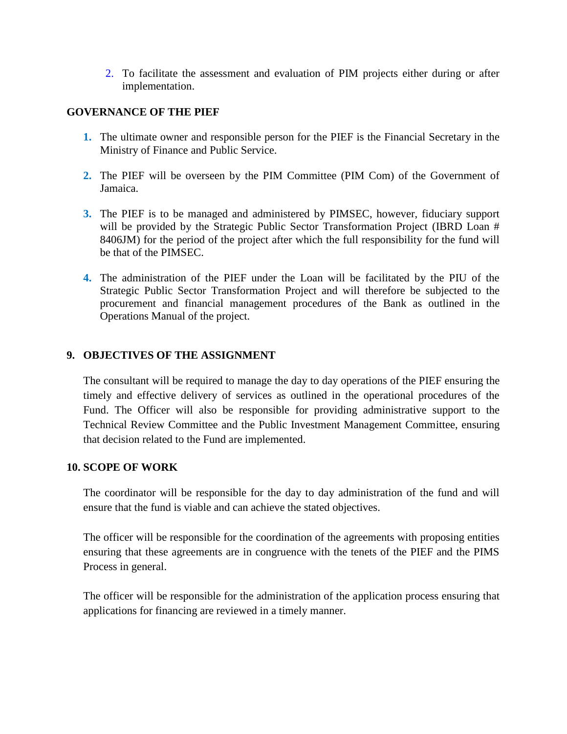2. To facilitate the assessment and evaluation of PIM projects either during or after implementation.

**GOVERNANCE OF THE PIEF**

1. The ultimate owner and responsible person for the PIEF is the Financial Secretary in the Ministry of Finance and Public Service.

2. The PIEF will be overseen by the PIM Committee (PIM Com) of the Government of Jamaica.

3. The PIEF is to be managed and administered by PIMSEC, however, fiduciary support will be provided by the Strategic Public Sector Transformation Project (IBRD Loan # 8406JM) for the period of the project after which the full responsibility for the fund will be that of the PIMSEC.

4. The administration of the PIEF under the Loan will be facilitated by the PIU of the Strategic Public Sector Transformation Project and will therefore be subjected to the procurement and financial management procedures of the Bank as outlined in the Operations Manual of the project.

## 9. OBJECTIVES OF THE ASSIGNMENT

The consultant will be required to manage the day to day operations of the PIEF ensuring the timely and effective delivery of services as outlined in the operational procedures of the Fund. The Officer will also be responsible for providing administrative support to the Technical Review Committee and the Public Investment Management Committee, ensuring that decision related to the Fund are implemented.

## 10. SCOPE OF WORK

The coordinator will be responsible for the day to day administration of the fund and will ensure that the fund is viable and can achieve the stated objectives.

The officer will be responsible for the coordination of the agreements with proposing entities ensuring that these agreements are in congruence with the tenets of the PIEF and the PIMS Process in general.

The officer will be responsible for the administration of the application process ensuring that applications for financing are reviewed in a timely manner.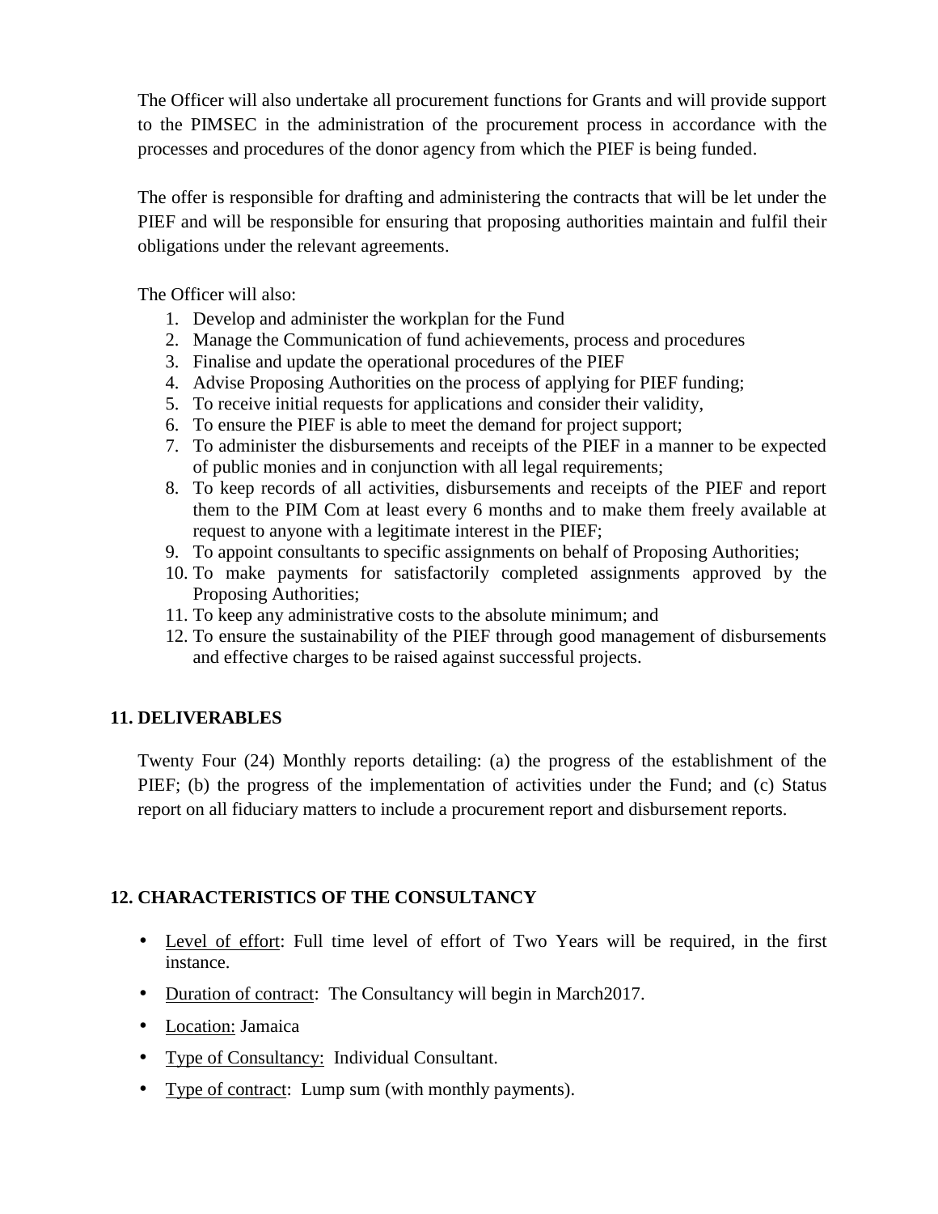The Officer will also undertake all procurement functions for Grants and will provide support to the PIMSEC in the administration of the procurement process in accordance with the processes and procedures of the donor agency from which the PIEF is being funded.

The offer is responsible for drafting and administering the contracts that will be let under the PIEF and will be responsible for ensuring that proposing authorities maintain and fulfil their obligations under the relevant agreements.

The Officer will also:

1. Develop and administer the workplan for the Fund
2. Manage the Communication of fund achievements, process and procedures
3. Finalise and update the operational procedures of the PIEF
4. Advise Proposing Authorities on the process of applying for PIEF funding;
5. To receive initial requests for applications and consider their validity,
6. To ensure the PIEF is able to meet the demand for project support;
7. To administer the disbursements and receipts of the PIEF in a manner to be expected of public monies and in conjunction with all legal requirements;
8. To keep records of all activities, disbursements and receipts of the PIEF and report them to the PIM Com at least every 6 months and to make them freely available at request to anyone with a legitimate interest in the PIEF;
9. To appoint consultants to specific assignments on behalf of Proposing Authorities;
10. To make payments for satisfactorily completed assignments approved by the Proposing Authorities;
11. To keep any administrative costs to the absolute minimum; and
12. To ensure the sustainability of the PIEF through good management of disbursements and effective charges to be raised against successful projects.

## 11. DELIVERABLES

Twenty Four (24) Monthly reports detailing: (a) the progress of the establishment of the PIEF; (b) the progress of the implementation of activities under the Fund; and (c) Status report on all fiduciary matters to include a procurement report and disbursement reports.

## 12. CHARACTERISTICS OF THE CONSULTANCY

- Level of effort: Full time level of effort of Two Years will be required, in the first instance.
- Duration of contract: The Consultancy will begin in March2017.
- Location: Jamaica
- Type of Consultancy: Individual Consultant.
- Type of contract: Lump sum (with monthly payments).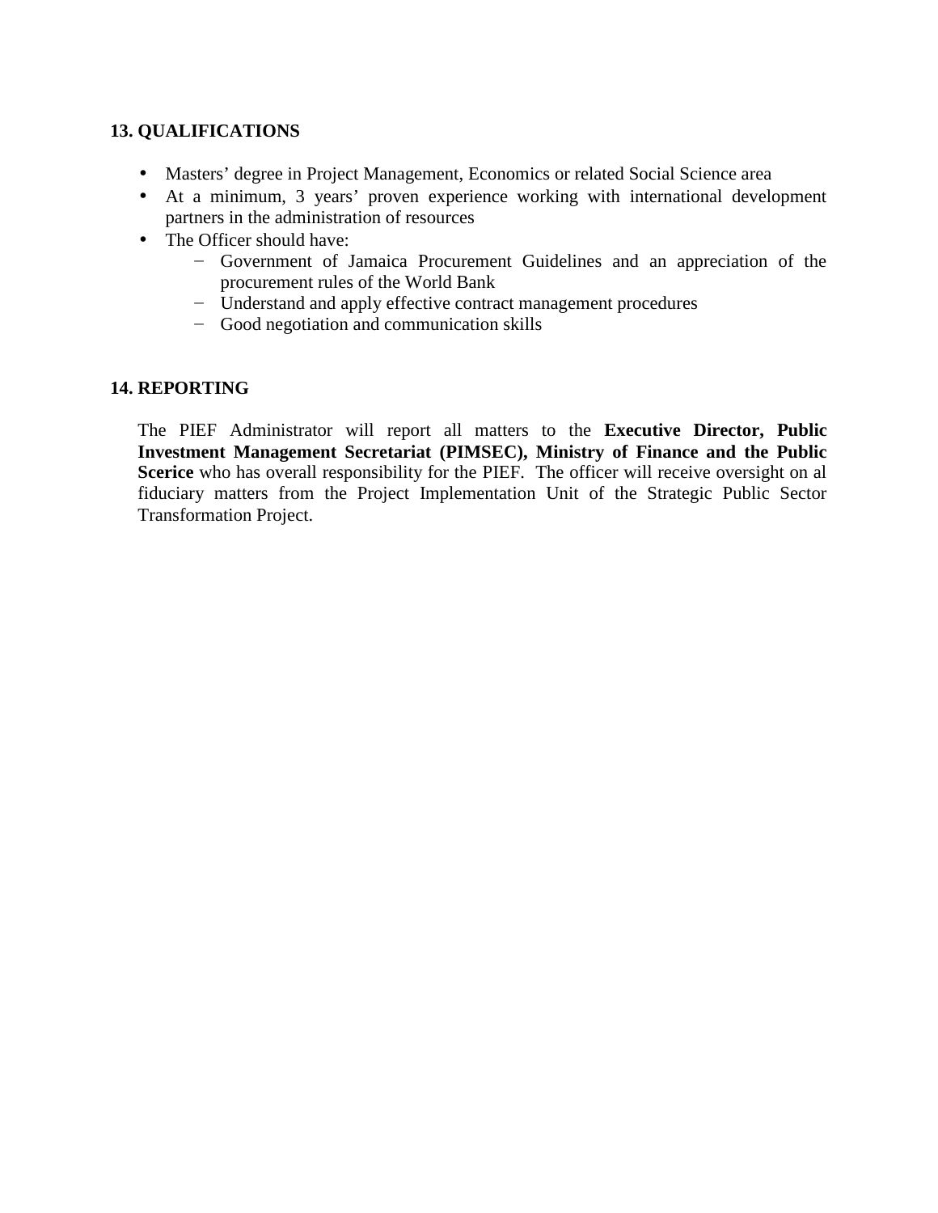## 13. QUALIFICATIONS

- Masters' degree in Project Management, Economics or related Social Science area
- At a minimum, 3 years' proven experience working with international development partners in the administration of resources
- The Officer should have:
  - Government of Jamaica Procurement Guidelines and an appreciation of the procurement rules of the World Bank
  - Understand and apply effective contract management procedures
  - Good negotiation and communication skills

## 14. REPORTING

The PIEF Administrator will report all matters to the **Executive Director, Public Investment Management Secretariat (PIMSEC), Ministry of Finance and the Public Scerice** who has overall responsibility for the PIEF. The officer will receive oversight on al fiduciary matters from the Project Implementation Unit of the Strategic Public Sector Transformation Project.